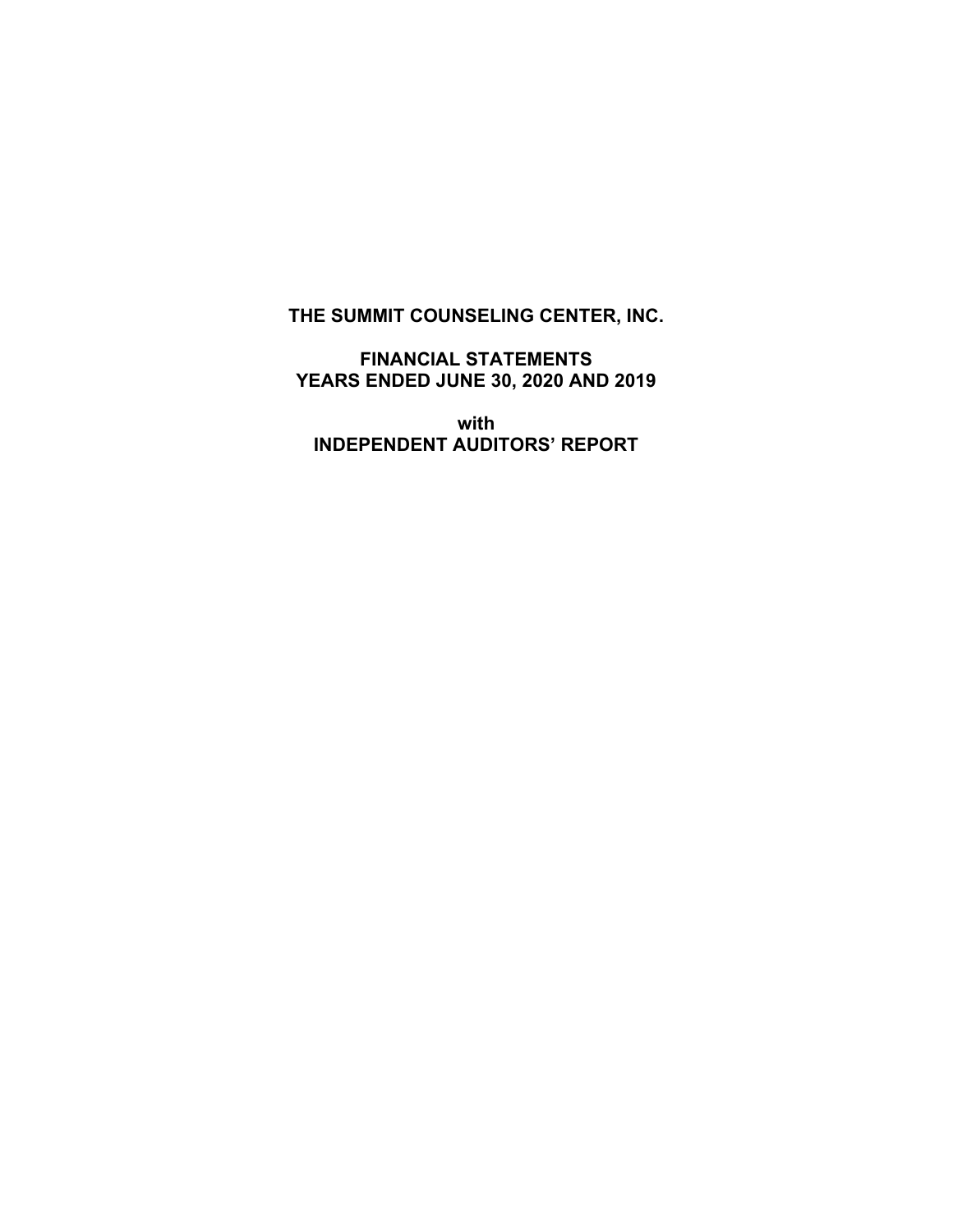# THE SUMMIT COUNSELING CENTER, INC.

## FINANCIAL STATEMENTS
## YEARS ENDED JUNE 30, 2020 AND 2019

**with**
**INDEPENDENT AUDITORS' REPORT**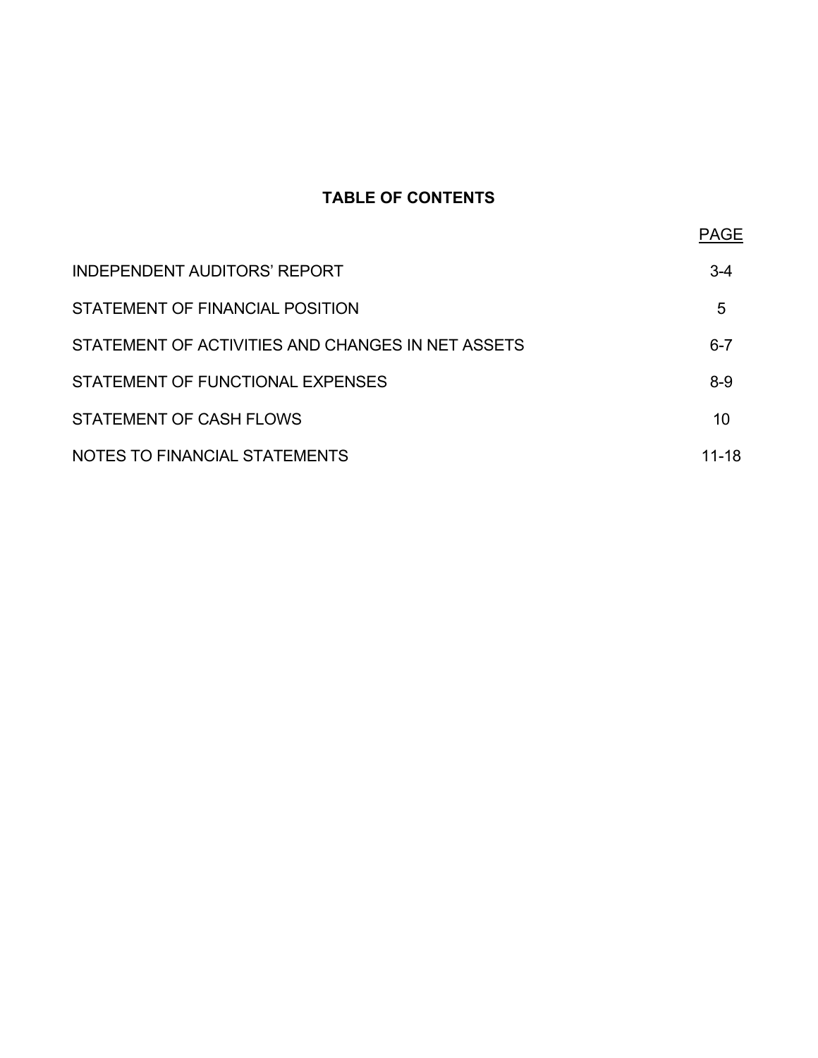# TABLE OF CONTENTS

| | PAGE |
|---|---|
| INDEPENDENT AUDITORS' REPORT | 3-4 |
| STATEMENT OF FINANCIAL POSITION | 5 |
| STATEMENT OF ACTIVITIES AND CHANGES IN NET ASSETS | 6-7 |
| STATEMENT OF FUNCTIONAL EXPENSES | 8-9 |
| STATEMENT OF CASH FLOWS | 10 |
| NOTES TO FINANCIAL STATEMENTS | 11-18 |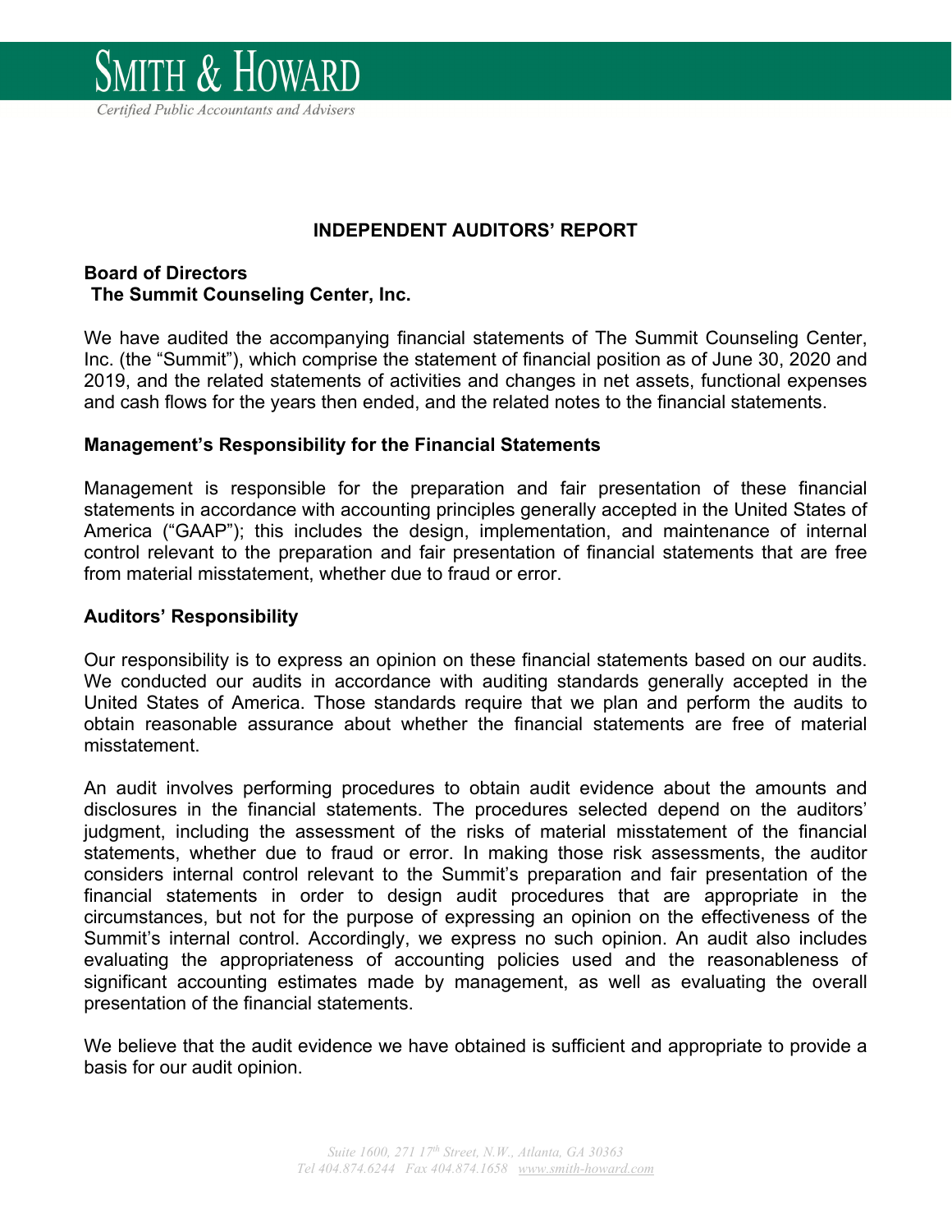# INDEPENDENT AUDITORS' REPORT

**Board of Directors**
**The Summit Counseling Center, Inc.**

We have audited the accompanying financial statements of The Summit Counseling Center, Inc. (the "Summit"), which comprise the statement of financial position as of June 30, 2020 and 2019, and the related statements of activities and changes in net assets, functional expenses and cash flows for the years then ended, and the related notes to the financial statements.

## Management's Responsibility for the Financial Statements

Management is responsible for the preparation and fair presentation of these financial statements in accordance with accounting principles generally accepted in the United States of America ("GAAP"); this includes the design, implementation, and maintenance of internal control relevant to the preparation and fair presentation of financial statements that are free from material misstatement, whether due to fraud or error.

## Auditors' Responsibility

Our responsibility is to express an opinion on these financial statements based on our audits. We conducted our audits in accordance with auditing standards generally accepted in the United States of America. Those standards require that we plan and perform the audits to obtain reasonable assurance about whether the financial statements are free of material misstatement.

An audit involves performing procedures to obtain audit evidence about the amounts and disclosures in the financial statements. The procedures selected depend on the auditors' judgment, including the assessment of the risks of material misstatement of the financial statements, whether due to fraud or error. In making those risk assessments, the auditor considers internal control relevant to the Summit's preparation and fair presentation of the financial statements in order to design audit procedures that are appropriate in the circumstances, but not for the purpose of expressing an opinion on the effectiveness of the Summit's internal control. Accordingly, we express no such opinion. An audit also includes evaluating the appropriateness of accounting policies used and the reasonableness of significant accounting estimates made by management, as well as evaluating the overall presentation of the financial statements.

We believe that the audit evidence we have obtained is sufficient and appropriate to provide a basis for our audit opinion.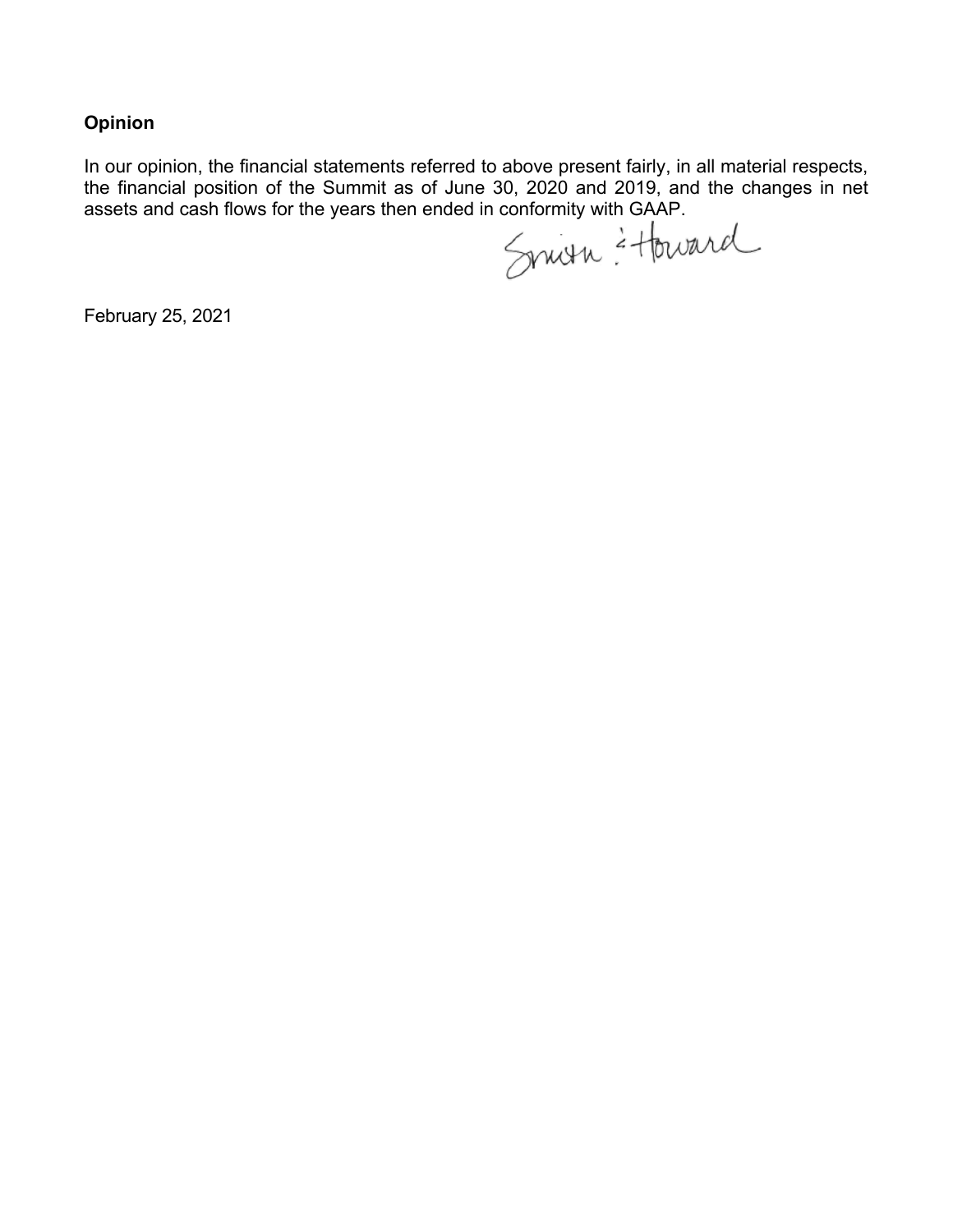**Opinion**

In our opinion, the financial statements referred to above present fairly, in all material respects, the financial position of the Summit as of June 30, 2020 and 2019, and the changes in net assets and cash flows for the years then ended in conformity with GAAP.

Smith & Howard

February 25, 2021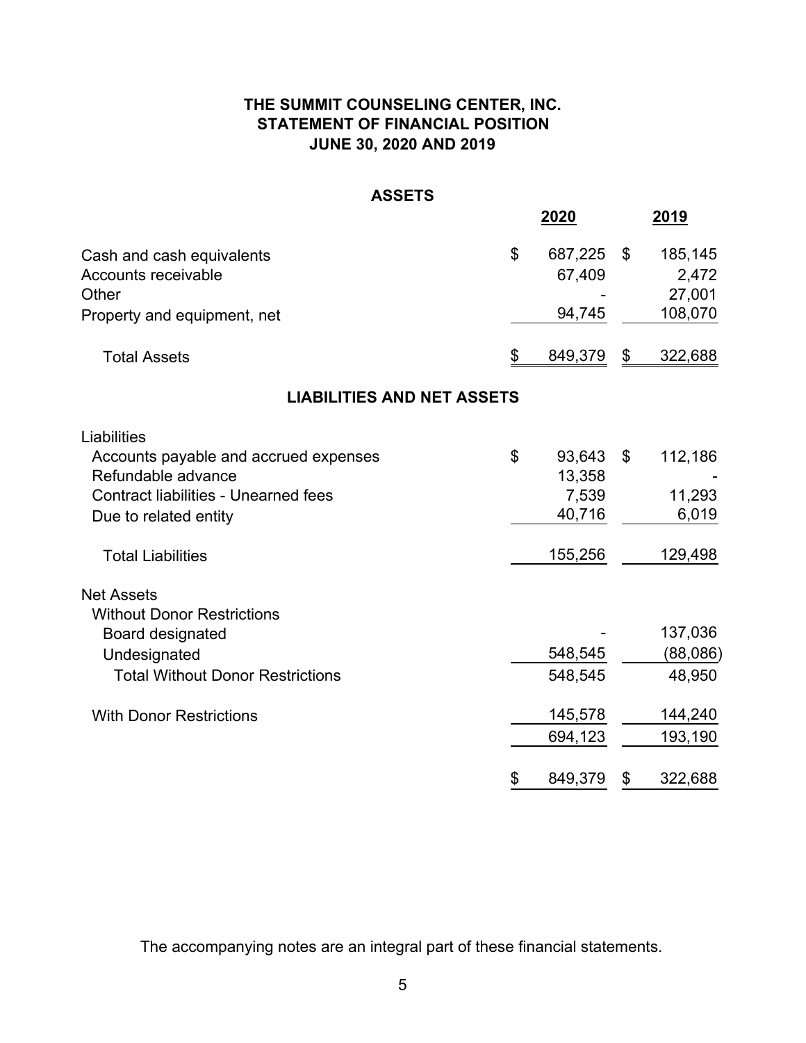# THE SUMMIT COUNSELING CENTER, INC.
## STATEMENT OF FINANCIAL POSITION
### JUNE 30, 2020 AND 2019

**ASSETS**

| | 2020 | 2019 |
|---|---|---|
| Cash and cash equivalents | $ 687,225 | $ 185,145 |
| Accounts receivable | 67,409 | 2,472 |
| Other | - | 27,001 |
| Property and equipment, net | 94,745 | 108,070 |
| Total Assets | $ 849,379 | $ 322,688 |

**LIABILITIES AND NET ASSETS**

| | 2020 | 2019 |
|---|---|---|
| Liabilities | | |
| Accounts payable and accrued expenses | $ 93,643 | $ 112,186 |
| Refundable advance | 13,358 | - |
| Contract liabilities - Unearned fees | 7,539 | 11,293 |
| Due to related entity | 40,716 | 6,019 |
| Total Liabilities | 155,256 | 129,498 |
| Net Assets | | |
| Without Donor Restrictions | | |
| Board designated | - | 137,036 |
| Undesignated | 548,545 | (88,086) |
| Total Without Donor Restrictions | 548,545 | 48,950 |
| With Donor Restrictions | 145,578 | 144,240 |
| | 694,123 | 193,190 |
| | $ 849,379 | $ 322,688 |

The accompanying notes are an integral part of these financial statements.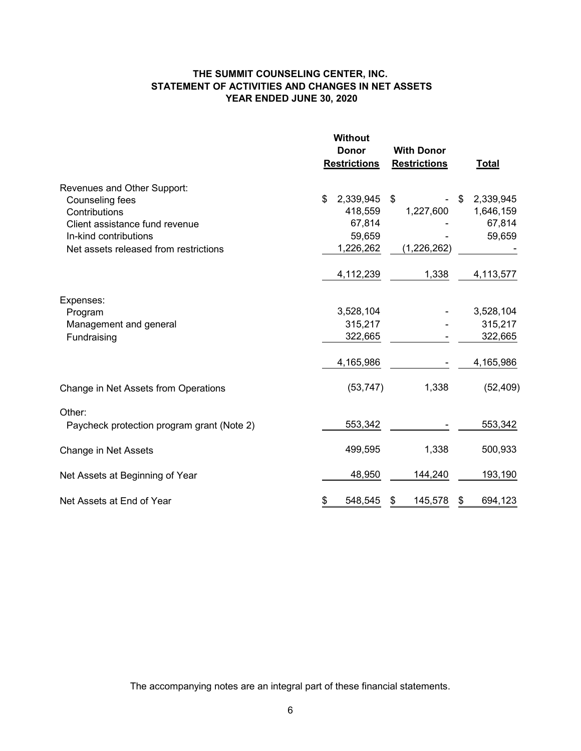**THE SUMMIT COUNSELING CENTER, INC.**
**STATEMENT OF ACTIVITIES AND CHANGES IN NET ASSETS**
**YEAR ENDED JUNE 30, 2020**

| | Without Donor Restrictions | With Donor Restrictions | Total |
|---|---|---|---|
| Revenues and Other Support: | | | |
| Counseling fees | $ 2,339,945 | $ - | $ 2,339,945 |
| Contributions | 418,559 | 1,227,600 | 1,646,159 |
| Client assistance fund revenue | 67,814 | - | 67,814 |
| In-kind contributions | 59,659 | - | 59,659 |
| Net assets released from restrictions | 1,226,262 | (1,226,262) | - |
| | 4,112,239 | 1,338 | 4,113,577 |
| Expenses: | | | |
| Program | 3,528,104 | - | 3,528,104 |
| Management and general | 315,217 | - | 315,217 |
| Fundraising | 322,665 | - | 322,665 |
| | 4,165,986 | - | 4,165,986 |
| Change in Net Assets from Operations | (53,747) | 1,338 | (52,409) |
| Other: | | | |
| Paycheck protection program grant (Note 2) | 553,342 | - | 553,342 |
| Change in Net Assets | 499,595 | 1,338 | 500,933 |
| Net Assets at Beginning of Year | 48,950 | 144,240 | 193,190 |
| Net Assets at End of Year | $ 548,545 | $ 145,578 | $ 694,123 |

The accompanying notes are an integral part of these financial statements.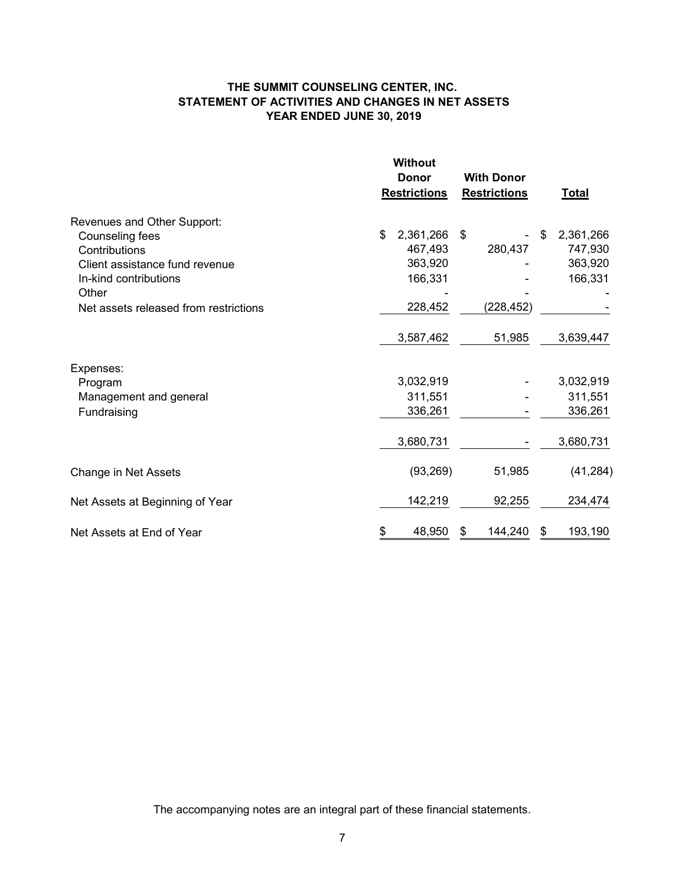# THE SUMMIT COUNSELING CENTER, INC.
## STATEMENT OF ACTIVITIES AND CHANGES IN NET ASSETS
### YEAR ENDED JUNE 30, 2019

| | Without Donor Restrictions | With Donor Restrictions | Total |
|---|---|---|---|
| Revenues and Other Support: | | | |
| Counseling fees | $ 2,361,266 | $ - | $ 2,361,266 |
| Contributions | 467,493 | 280,437 | 747,930 |
| Client assistance fund revenue | 363,920 | - | 363,920 |
| In-kind contributions | 166,331 | - | 166,331 |
| Other | - | - | - |
| Net assets released from restrictions | 228,452 | (228,452) | - |
| | 3,587,462 | 51,985 | 3,639,447 |
| Expenses: | | | |
| Program | 3,032,919 | - | 3,032,919 |
| Management and general | 311,551 | - | 311,551 |
| Fundraising | 336,261 | - | 336,261 |
| | 3,680,731 | - | 3,680,731 |
| Change in Net Assets | (93,269) | 51,985 | (41,284) |
| Net Assets at Beginning of Year | 142,219 | 92,255 | 234,474 |
| Net Assets at End of Year | $ 48,950 | $ 144,240 | $ 193,190 |

The accompanying notes are an integral part of these financial statements.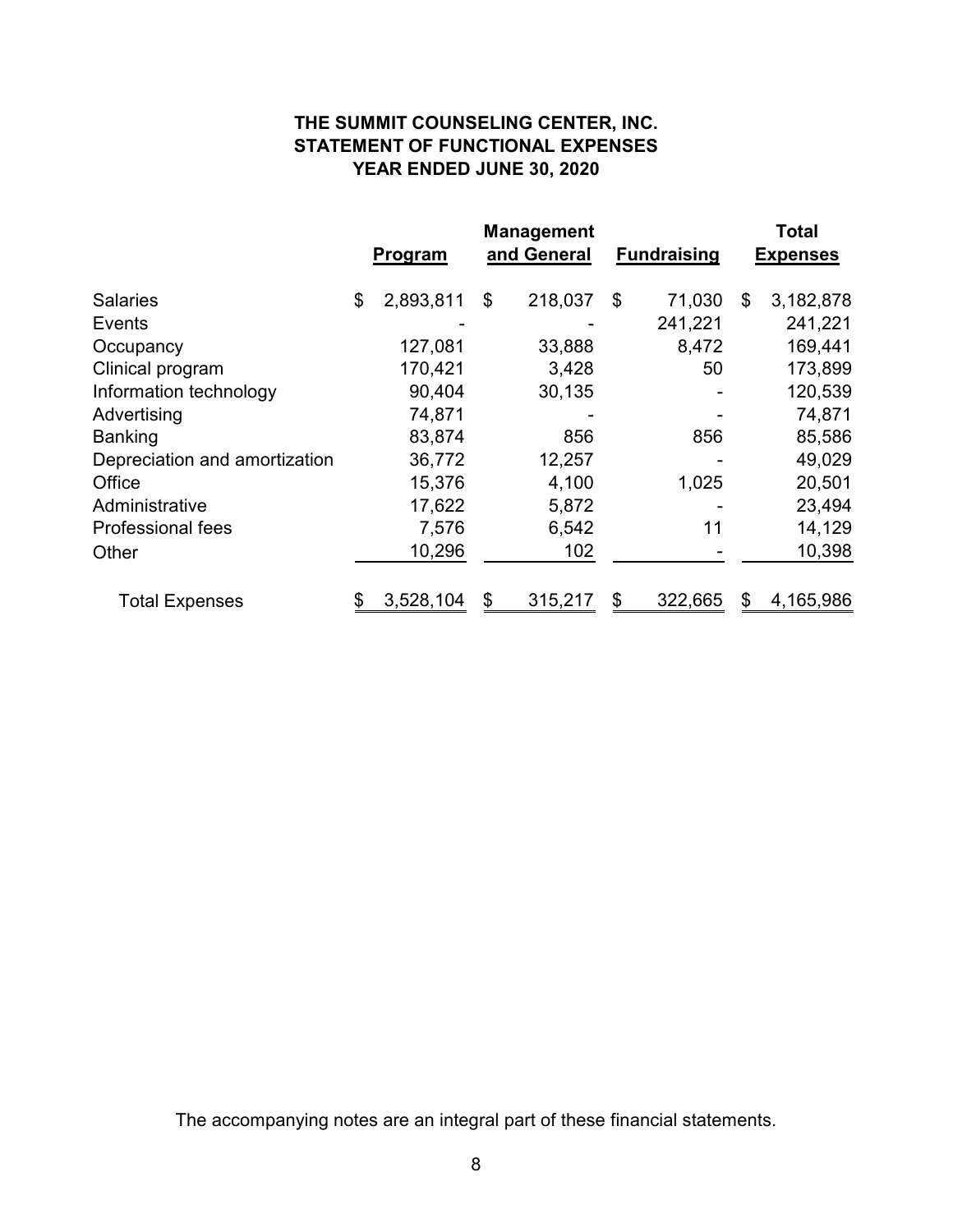# THE SUMMIT COUNSELING CENTER, INC.
## STATEMENT OF FUNCTIONAL EXPENSES
### YEAR ENDED JUNE 30, 2020

| | Program | Management and General | Fundraising | Total Expenses |
|---|---|---|---|---|
| Salaries | $ 2,893,811 | $ 218,037 | $ 71,030 | $ 3,182,878 |
| Events | - | - | 241,221 | 241,221 |
| Occupancy | 127,081 | 33,888 | 8,472 | 169,441 |
| Clinical program | 170,421 | 3,428 | 50 | 173,899 |
| Information technology | 90,404 | 30,135 | - | 120,539 |
| Advertising | 74,871 | - | - | 74,871 |
| Banking | 83,874 | 856 | 856 | 85,586 |
| Depreciation and amortization | 36,772 | 12,257 | - | 49,029 |
| Office | 15,376 | 4,100 | 1,025 | 20,501 |
| Administrative | 17,622 | 5,872 | - | 23,494 |
| Professional fees | 7,576 | 6,542 | 11 | 14,129 |
| Other | 10,296 | 102 | - | 10,398 |
| Total Expenses | $ 3,528,104 | $ 315,217 | $ 322,665 | $ 4,165,986 |

The accompanying notes are an integral part of these financial statements.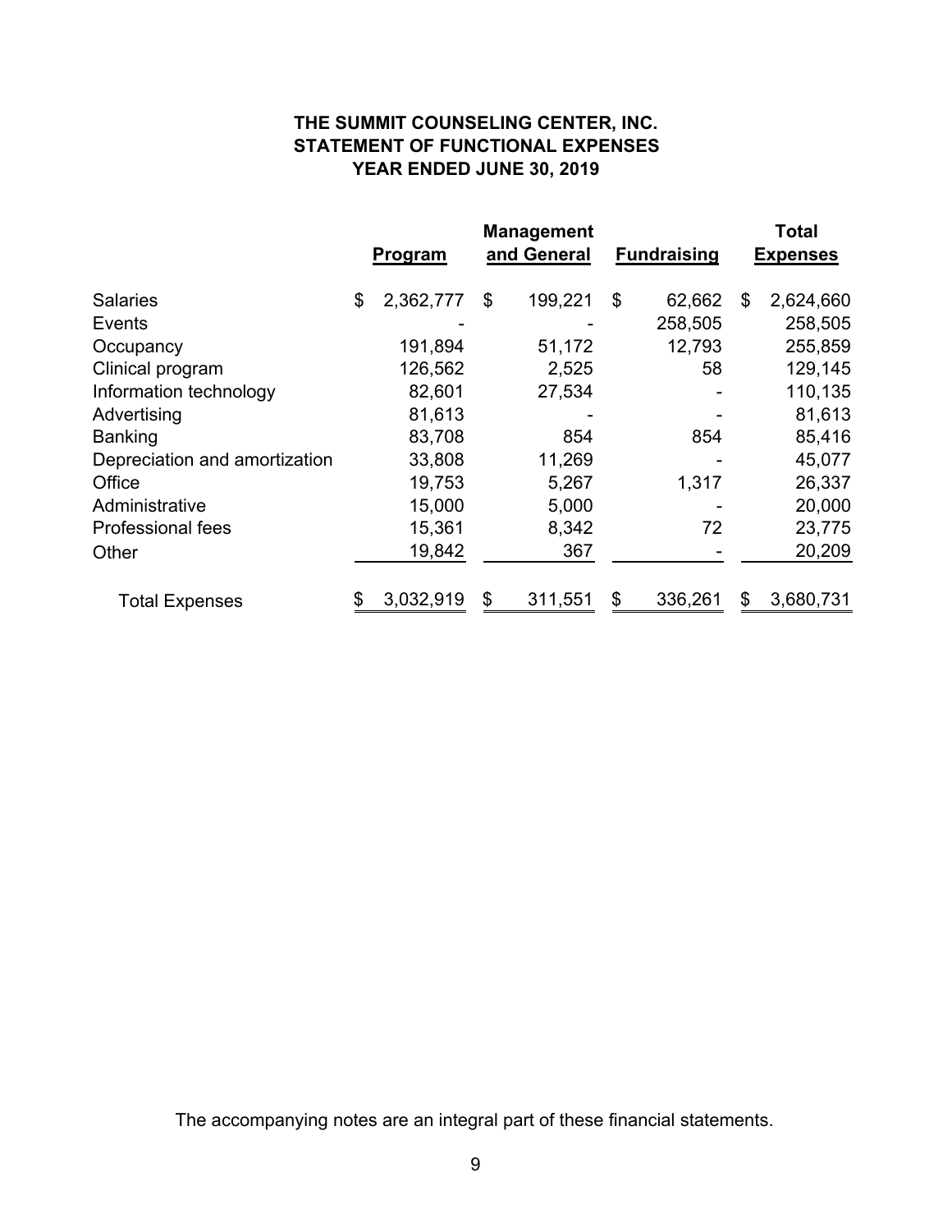# THE SUMMIT COUNSELING CENTER, INC.
# STATEMENT OF FUNCTIONAL EXPENSES
# YEAR ENDED JUNE 30, 2019

| | Program | Management and General | Fundraising | Total Expenses |
|---|---|---|---|---|
| Salaries | $ 2,362,777 | $ 199,221 | $ 62,662 | $ 2,624,660 |
| Events | - | - | 258,505 | 258,505 |
| Occupancy | 191,894 | 51,172 | 12,793 | 255,859 |
| Clinical program | 126,562 | 2,525 | 58 | 129,145 |
| Information technology | 82,601 | 27,534 | - | 110,135 |
| Advertising | 81,613 | - | - | 81,613 |
| Banking | 83,708 | 854 | 854 | 85,416 |
| Depreciation and amortization | 33,808 | 11,269 | - | 45,077 |
| Office | 19,753 | 5,267 | 1,317 | 26,337 |
| Administrative | 15,000 | 5,000 | - | 20,000 |
| Professional fees | 15,361 | 8,342 | 72 | 23,775 |
| Other | 19,842 | 367 | - | 20,209 |
| Total Expenses | $ 3,032,919 | $ 311,551 | $ 336,261 | $ 3,680,731 |

The accompanying notes are an integral part of these financial statements.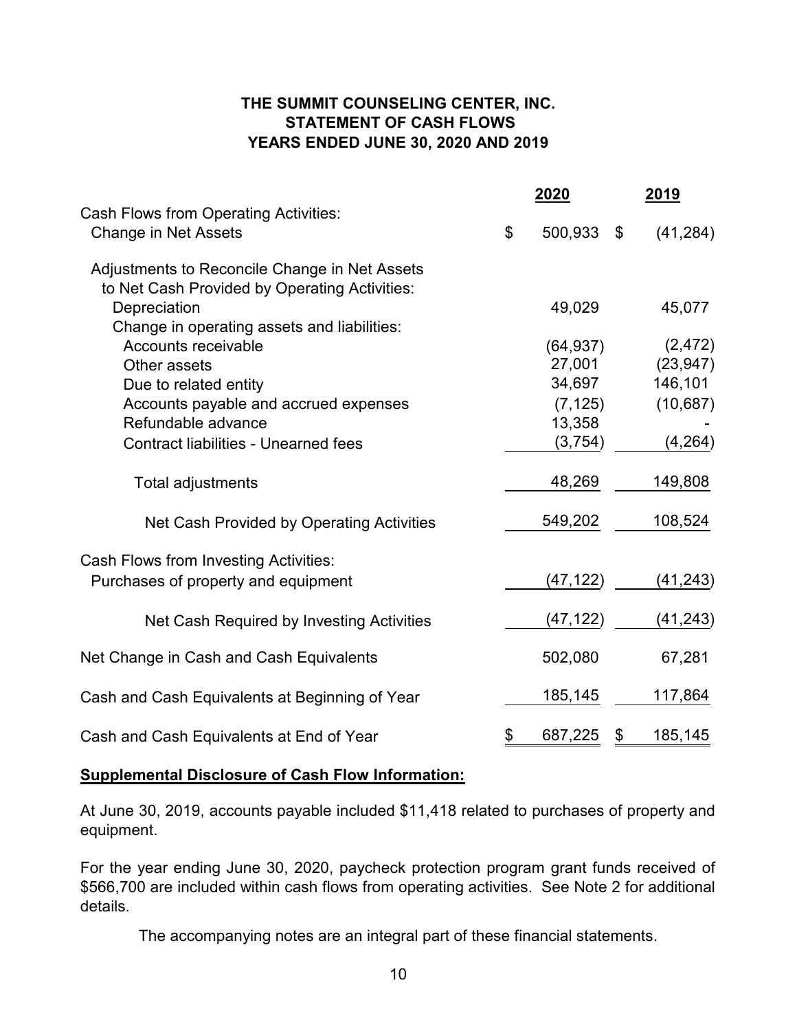# THE SUMMIT COUNSELING CENTER, INC.
## STATEMENT OF CASH FLOWS
## YEARS ENDED JUNE 30, 2020 AND 2019

| | 2020 | 2019 |
|---|---|---|
| **Cash Flows from Operating Activities:** | | |
| Change in Net Assets | $ 500,933 | $ (41,284) |
| Adjustments to Reconcile Change in Net Assets to Net Cash Provided by Operating Activities: | | |
| Depreciation | 49,029 | 45,077 |
| Change in operating assets and liabilities: | | |
| Accounts receivable | (64,937) | (2,472) |
| Other assets | 27,001 | (23,947) |
| Due to related entity | 34,697 | 146,101 |
| Accounts payable and accrued expenses | (7,125) | (10,687) |
| Refundable advance | 13,358 | - |
| Contract liabilities - Unearned fees | (3,754) | (4,264) |
| Total adjustments | 48,269 | 149,808 |
| Net Cash Provided by Operating Activities | 549,202 | 108,524 |
| **Cash Flows from Investing Activities:** | | |
| Purchases of property and equipment | (47,122) | (41,243) |
| Net Cash Required by Investing Activities | (47,122) | (41,243) |
| Net Change in Cash and Cash Equivalents | 502,080 | 67,281 |
| Cash and Cash Equivalents at Beginning of Year | 185,145 | 117,864 |
| Cash and Cash Equivalents at End of Year | $ 687,225 | $ 185,145 |

**Supplemental Disclosure of Cash Flow Information:**

At June 30, 2019, accounts payable included $11,418 related to purchases of property and equipment.

For the year ending June 30, 2020, paycheck protection program grant funds received of $566,700 are included within cash flows from operating activities. See Note 2 for additional details.

The accompanying notes are an integral part of these financial statements.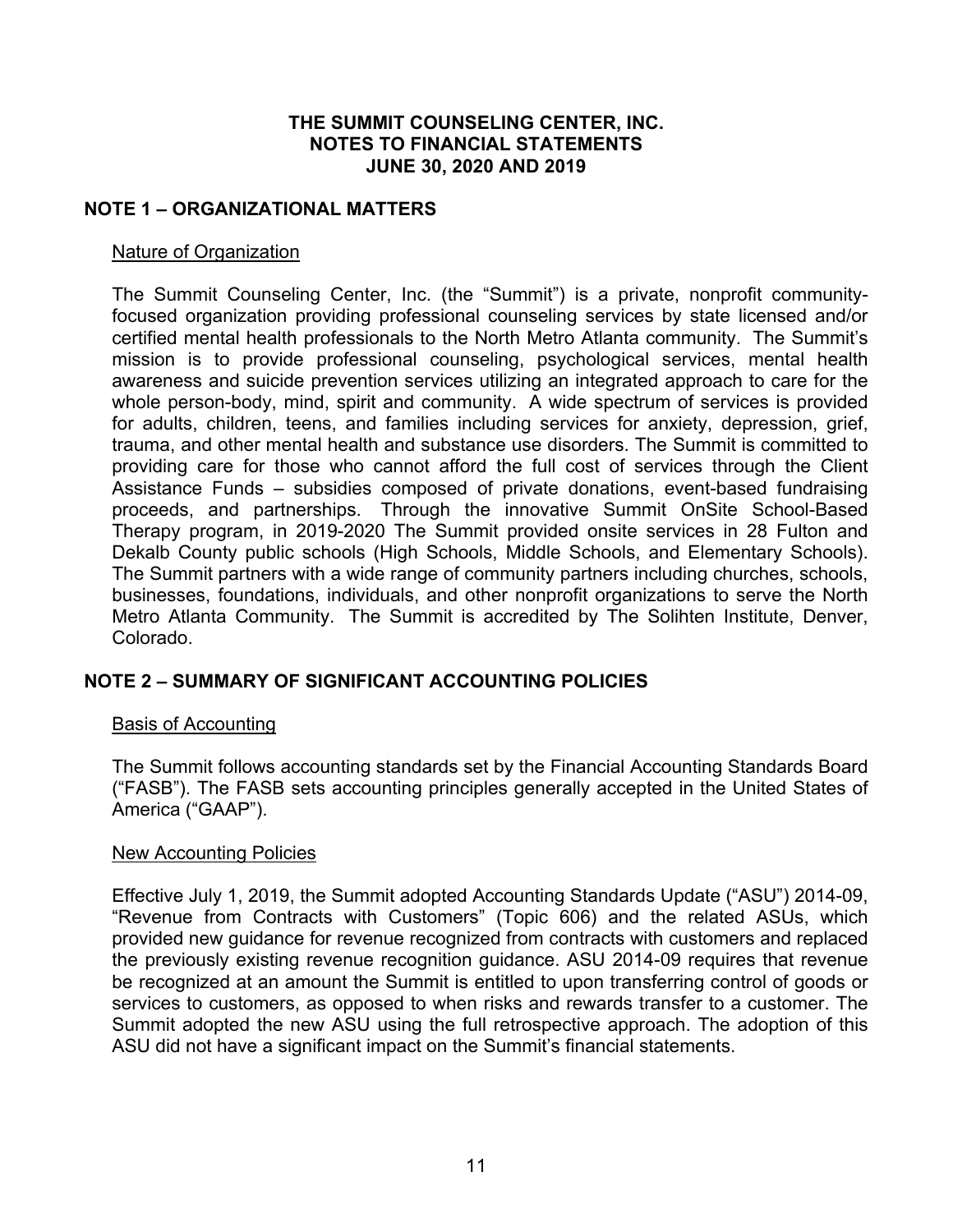# THE SUMMIT COUNSELING CENTER, INC.
# NOTES TO FINANCIAL STATEMENTS
# JUNE 30, 2020 AND 2019

## NOTE 1 – ORGANIZATIONAL MATTERS

Nature of Organization

The Summit Counseling Center, Inc. (the "Summit") is a private, nonprofit community-focused organization providing professional counseling services by state licensed and/or certified mental health professionals to the North Metro Atlanta community. The Summit's mission is to provide professional counseling, psychological services, mental health awareness and suicide prevention services utilizing an integrated approach to care for the whole person-body, mind, spirit and community. A wide spectrum of services is provided for adults, children, teens, and families including services for anxiety, depression, grief, trauma, and other mental health and substance use disorders. The Summit is committed to providing care for those who cannot afford the full cost of services through the Client Assistance Funds – subsidies composed of private donations, event-based fundraising proceeds, and partnerships. Through the innovative Summit OnSite School-Based Therapy program, in 2019-2020 The Summit provided onsite services in 28 Fulton and Dekalb County public schools (High Schools, Middle Schools, and Elementary Schools). The Summit partners with a wide range of community partners including churches, schools, businesses, foundations, individuals, and other nonprofit organizations to serve the North Metro Atlanta Community. The Summit is accredited by The Solihten Institute, Denver, Colorado.

## NOTE 2 – SUMMARY OF SIGNIFICANT ACCOUNTING POLICIES

Basis of Accounting

The Summit follows accounting standards set by the Financial Accounting Standards Board ("FASB"). The FASB sets accounting principles generally accepted in the United States of America ("GAAP").

New Accounting Policies

Effective July 1, 2019, the Summit adopted Accounting Standards Update ("ASU") 2014-09, "Revenue from Contracts with Customers" (Topic 606) and the related ASUs, which provided new guidance for revenue recognized from contracts with customers and replaced the previously existing revenue recognition guidance. ASU 2014-09 requires that revenue be recognized at an amount the Summit is entitled to upon transferring control of goods or services to customers, as opposed to when risks and rewards transfer to a customer. The Summit adopted the new ASU using the full retrospective approach. The adoption of this ASU did not have a significant impact on the Summit's financial statements.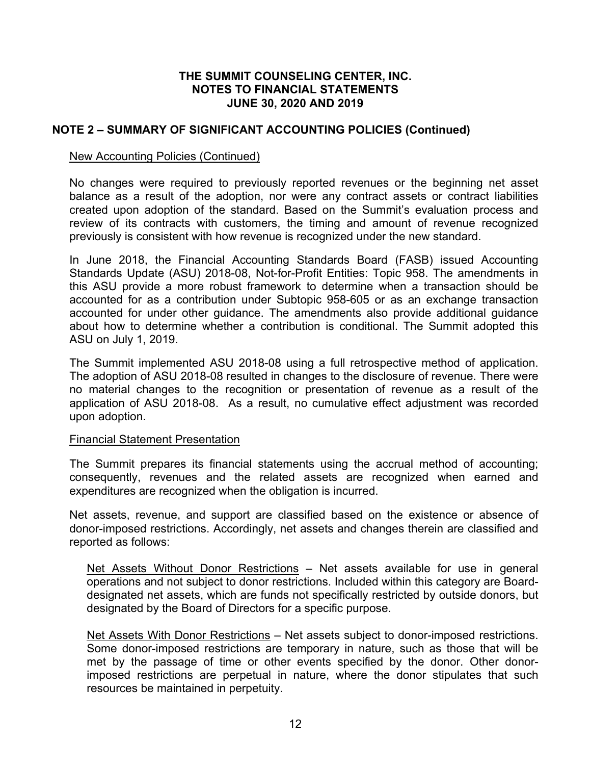# THE SUMMIT COUNSELING CENTER, INC.
# NOTES TO FINANCIAL STATEMENTS
# JUNE 30, 2020 AND 2019

## NOTE 2 – SUMMARY OF SIGNIFICANT ACCOUNTING POLICIES (Continued)

New Accounting Policies (Continued)

No changes were required to previously reported revenues or the beginning net asset balance as a result of the adoption, nor were any contract assets or contract liabilities created upon adoption of the standard. Based on the Summit's evaluation process and review of its contracts with customers, the timing and amount of revenue recognized previously is consistent with how revenue is recognized under the new standard.

In June 2018, the Financial Accounting Standards Board (FASB) issued Accounting Standards Update (ASU) 2018-08, Not-for-Profit Entities: Topic 958. The amendments in this ASU provide a more robust framework to determine when a transaction should be accounted for as a contribution under Subtopic 958-605 or as an exchange transaction accounted for under other guidance. The amendments also provide additional guidance about how to determine whether a contribution is conditional. The Summit adopted this ASU on July 1, 2019.

The Summit implemented ASU 2018-08 using a full retrospective method of application. The adoption of ASU 2018-08 resulted in changes to the disclosure of revenue. There were no material changes to the recognition or presentation of revenue as a result of the application of ASU 2018-08. As a result, no cumulative effect adjustment was recorded upon adoption.

Financial Statement Presentation

The Summit prepares its financial statements using the accrual method of accounting; consequently, revenues and the related assets are recognized when earned and expenditures are recognized when the obligation is incurred.

Net assets, revenue, and support are classified based on the existence or absence of donor-imposed restrictions. Accordingly, net assets and changes therein are classified and reported as follows:

Net Assets Without Donor Restrictions – Net assets available for use in general operations and not subject to donor restrictions. Included within this category are Board-designated net assets, which are funds not specifically restricted by outside donors, but designated by the Board of Directors for a specific purpose.

Net Assets With Donor Restrictions – Net assets subject to donor-imposed restrictions. Some donor-imposed restrictions are temporary in nature, such as those that will be met by the passage of time or other events specified by the donor. Other donor-imposed restrictions are perpetual in nature, where the donor stipulates that such resources be maintained in perpetuity.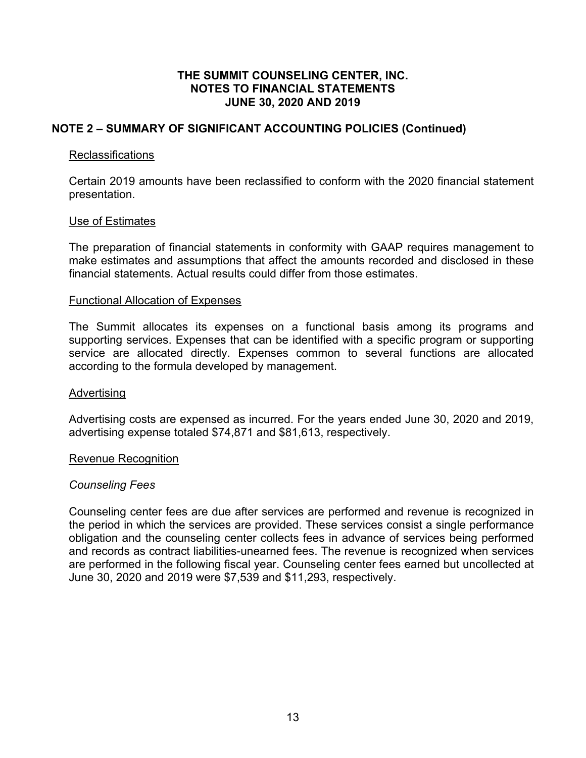# THE SUMMIT COUNSELING CENTER, INC.
# NOTES TO FINANCIAL STATEMENTS
# JUNE 30, 2020 AND 2019

## NOTE 2 – SUMMARY OF SIGNIFICANT ACCOUNTING POLICIES (Continued)

### Reclassifications

Certain 2019 amounts have been reclassified to conform with the 2020 financial statement presentation.

### Use of Estimates

The preparation of financial statements in conformity with GAAP requires management to make estimates and assumptions that affect the amounts recorded and disclosed in these financial statements. Actual results could differ from those estimates.

### Functional Allocation of Expenses

The Summit allocates its expenses on a functional basis among its programs and supporting services. Expenses that can be identified with a specific program or supporting service are allocated directly. Expenses common to several functions are allocated according to the formula developed by management.

### Advertising

Advertising costs are expensed as incurred. For the years ended June 30, 2020 and 2019, advertising expense totaled $74,871 and $81,613, respectively.

### Revenue Recognition

*Counseling Fees*

Counseling center fees are due after services are performed and revenue is recognized in the period in which the services are provided. These services consist a single performance obligation and the counseling center collects fees in advance of services being performed and records as contract liabilities-unearned fees. The revenue is recognized when services are performed in the following fiscal year. Counseling center fees earned but uncollected at June 30, 2020 and 2019 were $7,539 and $11,293, respectively.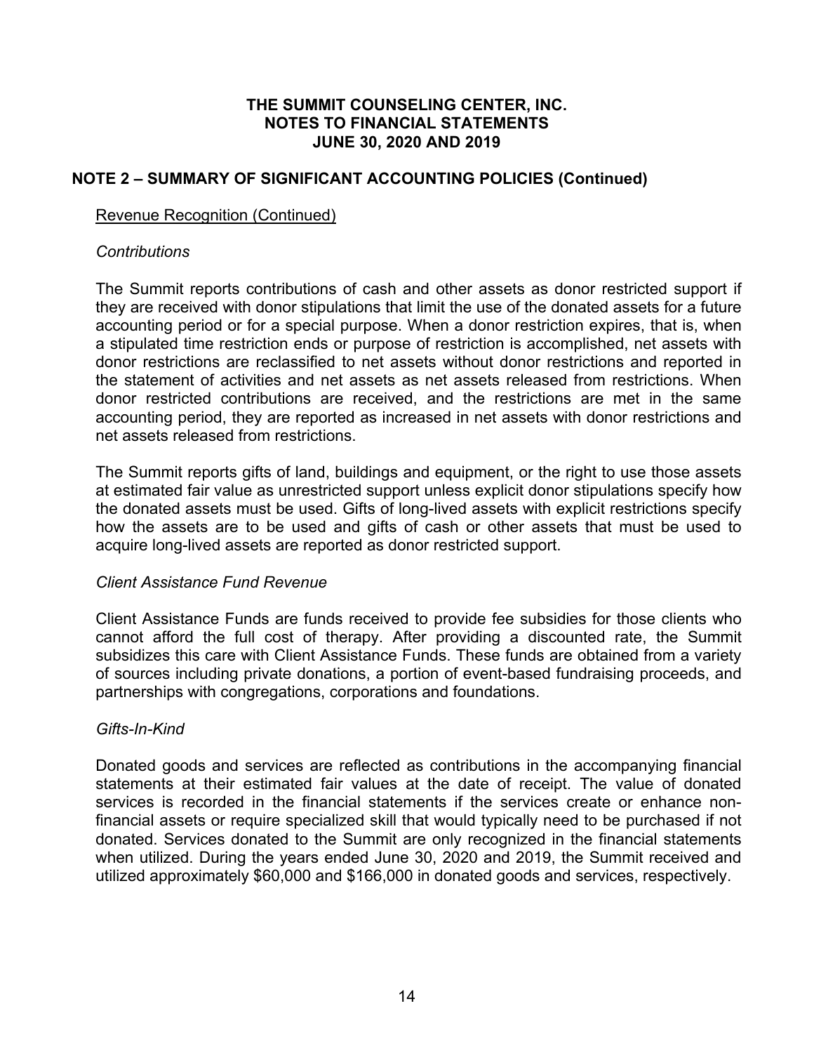# THE SUMMIT COUNSELING CENTER, INC.
# NOTES TO FINANCIAL STATEMENTS
# JUNE 30, 2020 AND 2019

## NOTE 2 – SUMMARY OF SIGNIFICANT ACCOUNTING POLICIES (Continued)

Revenue Recognition (Continued)

*Contributions*

The Summit reports contributions of cash and other assets as donor restricted support if they are received with donor stipulations that limit the use of the donated assets for a future accounting period or for a special purpose. When a donor restriction expires, that is, when a stipulated time restriction ends or purpose of restriction is accomplished, net assets with donor restrictions are reclassified to net assets without donor restrictions and reported in the statement of activities and net assets as net assets released from restrictions. When donor restricted contributions are received, and the restrictions are met in the same accounting period, they are reported as increased in net assets with donor restrictions and net assets released from restrictions.

The Summit reports gifts of land, buildings and equipment, or the right to use those assets at estimated fair value as unrestricted support unless explicit donor stipulations specify how the donated assets must be used. Gifts of long-lived assets with explicit restrictions specify how the assets are to be used and gifts of cash or other assets that must be used to acquire long-lived assets are reported as donor restricted support.

*Client Assistance Fund Revenue*

Client Assistance Funds are funds received to provide fee subsidies for those clients who cannot afford the full cost of therapy. After providing a discounted rate, the Summit subsidizes this care with Client Assistance Funds. These funds are obtained from a variety of sources including private donations, a portion of event-based fundraising proceeds, and partnerships with congregations, corporations and foundations.

*Gifts-In-Kind*

Donated goods and services are reflected as contributions in the accompanying financial statements at their estimated fair values at the date of receipt. The value of donated services is recorded in the financial statements if the services create or enhance non-financial assets or require specialized skill that would typically need to be purchased if not donated. Services donated to the Summit are only recognized in the financial statements when utilized. During the years ended June 30, 2020 and 2019, the Summit received and utilized approximately $60,000 and $166,000 in donated goods and services, respectively.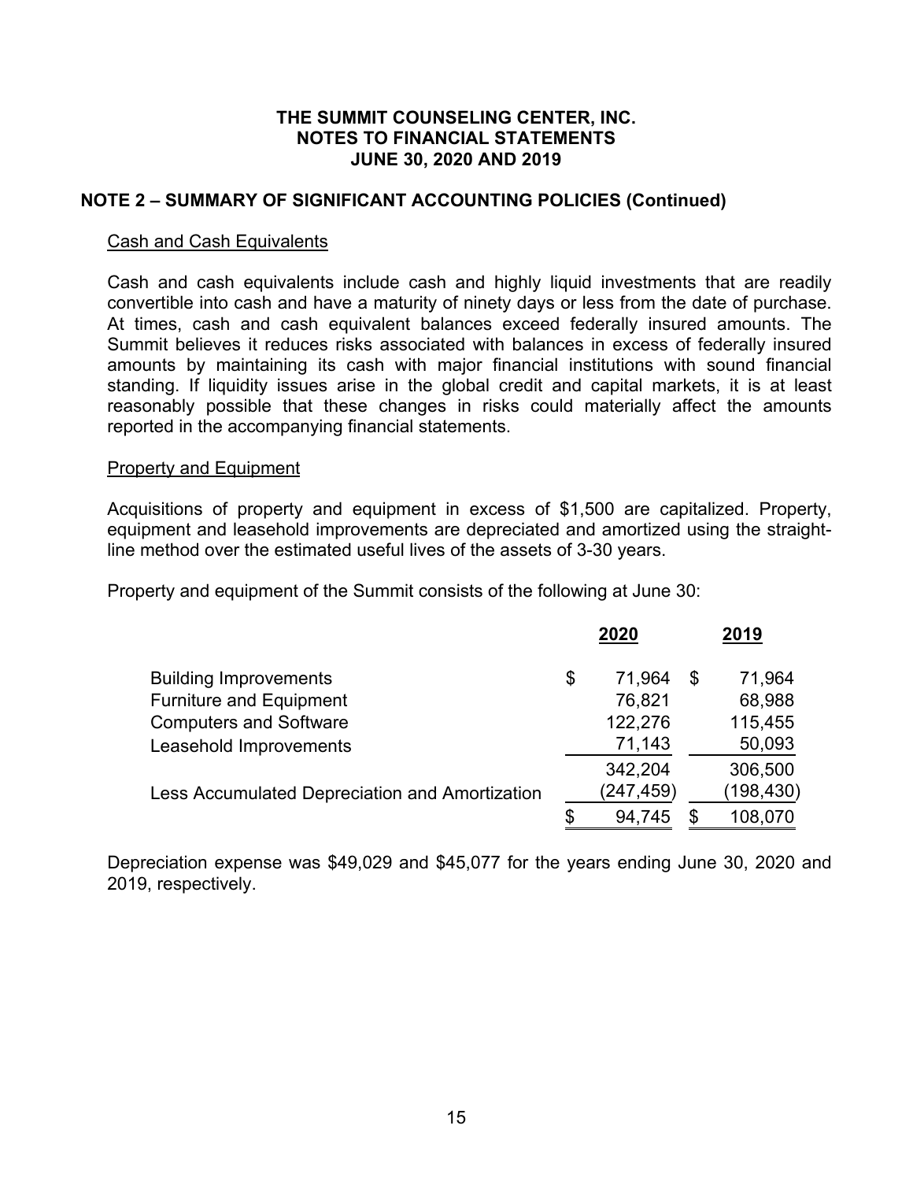# THE SUMMIT COUNSELING CENTER, INC.
## NOTES TO FINANCIAL STATEMENTS
## JUNE 30, 2020 AND 2019

### NOTE 2 – SUMMARY OF SIGNIFICANT ACCOUNTING POLICIES (Continued)

Cash and Cash Equivalents

Cash and cash equivalents include cash and highly liquid investments that are readily convertible into cash and have a maturity of ninety days or less from the date of purchase. At times, cash and cash equivalent balances exceed federally insured amounts. The Summit believes it reduces risks associated with balances in excess of federally insured amounts by maintaining its cash with major financial institutions with sound financial standing. If liquidity issues arise in the global credit and capital markets, it is at least reasonably possible that these changes in risks could materially affect the amounts reported in the accompanying financial statements.

Property and Equipment

Acquisitions of property and equipment in excess of $1,500 are capitalized. Property, equipment and leasehold improvements are depreciated and amortized using the straight-line method over the estimated useful lives of the assets of 3-30 years.

Property and equipment of the Summit consists of the following at June 30:

| | 2020 | 2019 |
|---|---|---|
| Building Improvements | $ 71,964 | $ 71,964 |
| Furniture and Equipment | 76,821 | 68,988 |
| Computers and Software | 122,276 | 115,455 |
| Leasehold Improvements | 71,143 | 50,093 |
| | 342,204 | 306,500 |
| Less Accumulated Depreciation and Amortization | (247,459) | (198,430) |
| | $ 94,745 | $ 108,070 |

Depreciation expense was $49,029 and $45,077 for the years ending June 30, 2020 and 2019, respectively.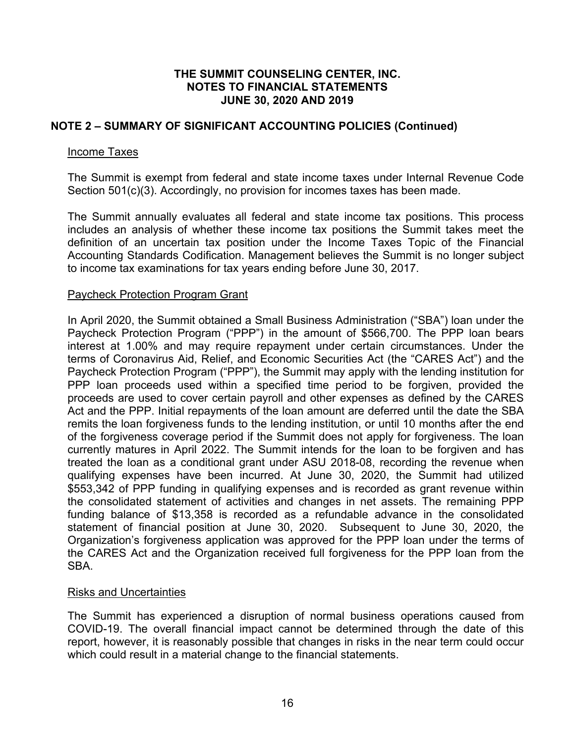# THE SUMMIT COUNSELING CENTER, INC.
# NOTES TO FINANCIAL STATEMENTS
# JUNE 30, 2020 AND 2019

## NOTE 2 – SUMMARY OF SIGNIFICANT ACCOUNTING POLICIES (Continued)

### Income Taxes

The Summit is exempt from federal and state income taxes under Internal Revenue Code Section 501(c)(3). Accordingly, no provision for incomes taxes has been made.

The Summit annually evaluates all federal and state income tax positions. This process includes an analysis of whether these income tax positions the Summit takes meet the definition of an uncertain tax position under the Income Taxes Topic of the Financial Accounting Standards Codification. Management believes the Summit is no longer subject to income tax examinations for tax years ending before June 30, 2017.

### Paycheck Protection Program Grant

In April 2020, the Summit obtained a Small Business Administration ("SBA") loan under the Paycheck Protection Program ("PPP") in the amount of $566,700. The PPP loan bears interest at 1.00% and may require repayment under certain circumstances. Under the terms of Coronavirus Aid, Relief, and Economic Securities Act (the "CARES Act") and the Paycheck Protection Program ("PPP"), the Summit may apply with the lending institution for PPP loan proceeds used within a specified time period to be forgiven, provided the proceeds are used to cover certain payroll and other expenses as defined by the CARES Act and the PPP. Initial repayments of the loan amount are deferred until the date the SBA remits the loan forgiveness funds to the lending institution, or until 10 months after the end of the forgiveness coverage period if the Summit does not apply for forgiveness. The loan currently matures in April 2022. The Summit intends for the loan to be forgiven and has treated the loan as a conditional grant under ASU 2018-08, recording the revenue when qualifying expenses have been incurred. At June 30, 2020, the Summit had utilized $553,342 of PPP funding in qualifying expenses and is recorded as grant revenue within the consolidated statement of activities and changes in net assets. The remaining PPP funding balance of $13,358 is recorded as a refundable advance in the consolidated statement of financial position at June 30, 2020. Subsequent to June 30, 2020, the Organization's forgiveness application was approved for the PPP loan under the terms of the CARES Act and the Organization received full forgiveness for the PPP loan from the SBA.

### Risks and Uncertainties

The Summit has experienced a disruption of normal business operations caused from COVID-19. The overall financial impact cannot be determined through the date of this report, however, it is reasonably possible that changes in risks in the near term could occur which could result in a material change to the financial statements.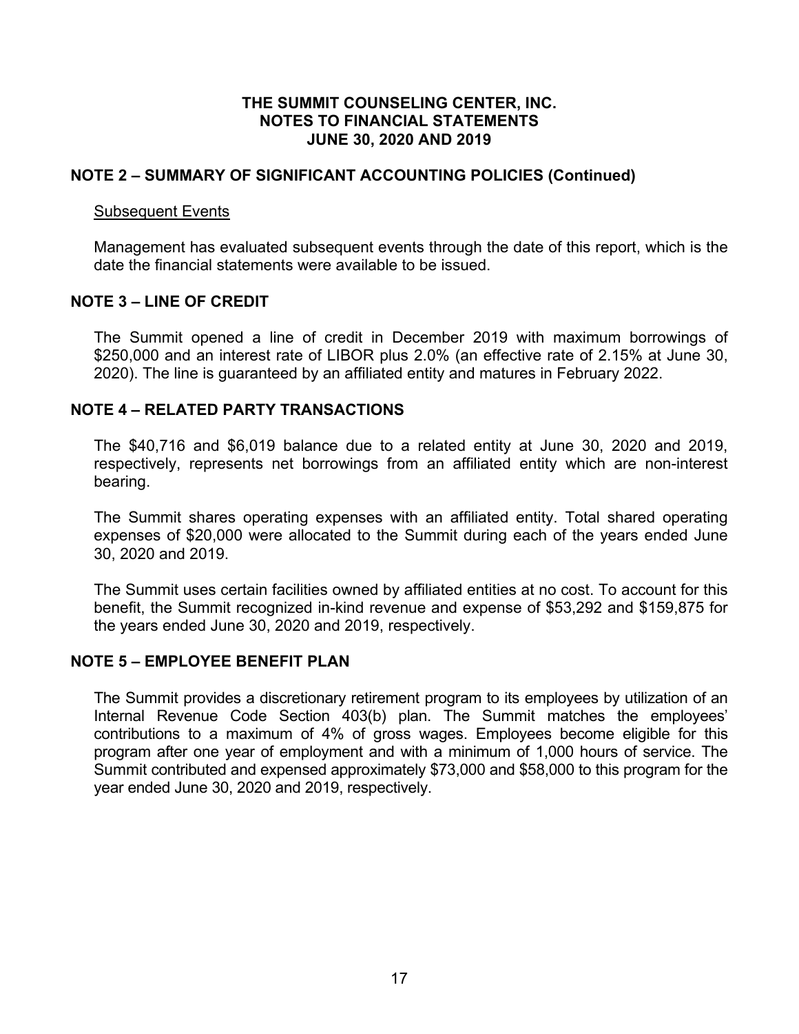# THE SUMMIT COUNSELING CENTER, INC.
## NOTES TO FINANCIAL STATEMENTS
## JUNE 30, 2020 AND 2019

### NOTE 2 – SUMMARY OF SIGNIFICANT ACCOUNTING POLICIES (Continued)

Subsequent Events

Management has evaluated subsequent events through the date of this report, which is the date the financial statements were available to be issued.

### NOTE 3 – LINE OF CREDIT

The Summit opened a line of credit in December 2019 with maximum borrowings of \$250,000 and an interest rate of LIBOR plus 2.0% (an effective rate of 2.15% at June 30, 2020). The line is guaranteed by an affiliated entity and matures in February 2022.

### NOTE 4 – RELATED PARTY TRANSACTIONS

The \$40,716 and \$6,019 balance due to a related entity at June 30, 2020 and 2019, respectively, represents net borrowings from an affiliated entity which are non-interest bearing.

The Summit shares operating expenses with an affiliated entity. Total shared operating expenses of \$20,000 were allocated to the Summit during each of the years ended June 30, 2020 and 2019.

The Summit uses certain facilities owned by affiliated entities at no cost. To account for this benefit, the Summit recognized in-kind revenue and expense of \$53,292 and \$159,875 for the years ended June 30, 2020 and 2019, respectively.

### NOTE 5 – EMPLOYEE BENEFIT PLAN

The Summit provides a discretionary retirement program to its employees by utilization of an Internal Revenue Code Section 403(b) plan. The Summit matches the employees' contributions to a maximum of 4% of gross wages. Employees become eligible for this program after one year of employment and with a minimum of 1,000 hours of service. The Summit contributed and expensed approximately \$73,000 and \$58,000 to this program for the year ended June 30, 2020 and 2019, respectively.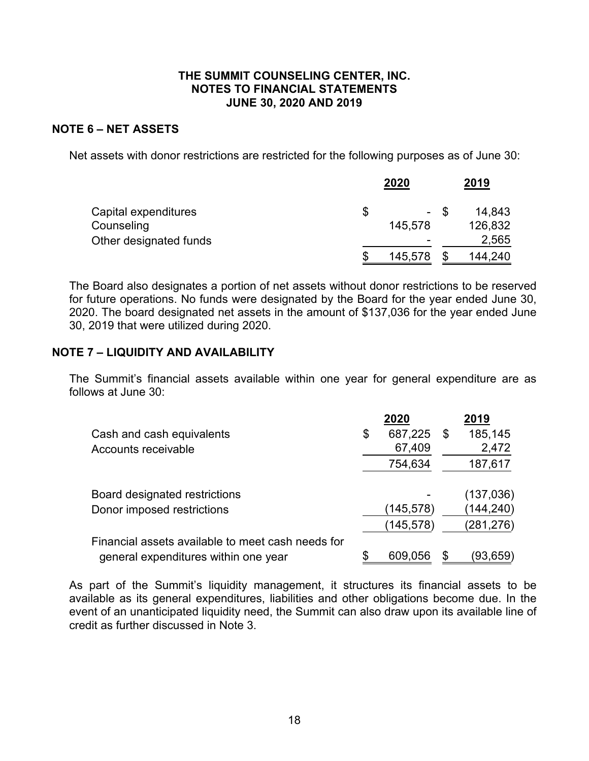**THE SUMMIT COUNSELING CENTER, INC.**
**NOTES TO FINANCIAL STATEMENTS**
**JUNE 30, 2020 AND 2019**

## NOTE 6 – NET ASSETS

Net assets with donor restrictions are restricted for the following purposes as of June 30:

| | 2020 | 2019 |
|---|---|---|
| Capital expenditures | $ - | $ 14,843 |
| Counseling | 145,578 | 126,832 |
| Other designated funds | - | 2,565 |
| | $ 145,578 | $ 144,240 |

The Board also designates a portion of net assets without donor restrictions to be reserved for future operations. No funds were designated by the Board for the year ended June 30, 2020. The board designated net assets in the amount of $137,036 for the year ended June 30, 2019 that were utilized during 2020.

## NOTE 7 – LIQUIDITY AND AVAILABILITY

The Summit's financial assets available within one year for general expenditure are as follows at June 30:

| | 2020 | 2019 |
|---|---|---|
| Cash and cash equivalents | $ 687,225 | $ 185,145 |
| Accounts receivable | 67,409 | 2,472 |
| | 754,634 | 187,617 |
| Board designated restrictions | - | (137,036) |
| Donor imposed restrictions | (145,578) | (144,240) |
| | (145,578) | (281,276) |
| Financial assets available to meet cash needs for general expenditures within one year | $ 609,056 | $ (93,659) |

As part of the Summit's liquidity management, it structures its financial assets to be available as its general expenditures, liabilities and other obligations become due. In the event of an unanticipated liquidity need, the Summit can also draw upon its available line of credit as further discussed in Note 3.